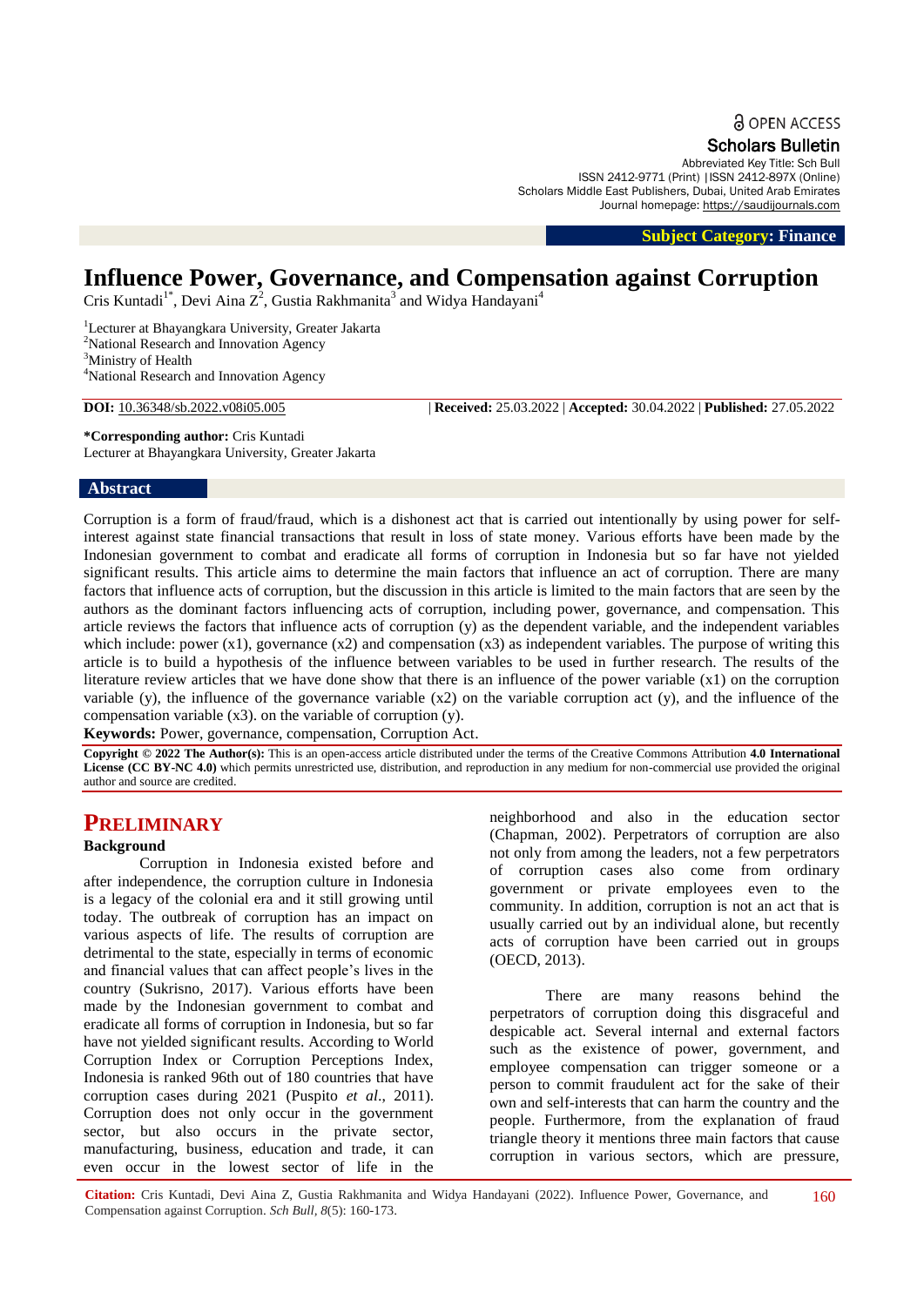OPEN ACCESS

Scholars Bulletin

Abbreviated Key Title: Sch Bull
ISSN 2412-9771 (Print) |ISSN 2412-897X (Online)
Scholars Middle East Publishers, Dubai, United Arab Emirates
Journal homepage: https://saudijournals.com

**Subject Category: Finance**

# Influence Power, Governance, and Compensation against Corruption

Cris Kuntadi[1*], Devi Aina Z[2], Gustia Rakhmanita[3] and Widya Handayani[4]

[1]Lecturer at Bhayangkara University, Greater Jakarta
[2]National Research and Innovation Agency
[3]Ministry of Health
[4]National Research and Innovation Agency

**DOI:** 10.36348/sb.2022.v08i05.005 | **Received:** 25.03.2022 | **Accepted:** 30.04.2022 | **Published:** 27.05.2022

**\*Corresponding author:** Cris Kuntadi
Lecturer at Bhayangkara University, Greater Jakarta

## Abstract

Corruption is a form of fraud/fraud, which is a dishonest act that is carried out intentionally by using power for self-interest against state financial transactions that result in loss of state money. Various efforts have been made by the Indonesian government to combat and eradicate all forms of corruption in Indonesia but so far have not yielded significant results. This article aims to determine the main factors that influence an act of corruption. There are many factors that influence acts of corruption, but the discussion in this article is limited to the main factors that are seen by the authors as the dominant factors influencing acts of corruption, including power, governance, and compensation. This article reviews the factors that influence acts of corruption (y) as the dependent variable, and the independent variables which include: power (x1), governance (x2) and compensation (x3) as independent variables. The purpose of writing this article is to build a hypothesis of the influence between variables to be used in further research. The results of the literature review articles that we have done show that there is an influence of the power variable (x1) on the corruption variable (y), the influence of the governance variable (x2) on the variable corruption act (y), and the influence of the compensation variable (x3). on the variable of corruption (y).

**Keywords:** Power, governance, compensation, Corruption Act.

**Copyright © 2022 The Author(s):** This is an open-access article distributed under the terms of the Creative Commons Attribution **4.0 International License (CC BY-NC 4.0)** which permits unrestricted use, distribution, and reproduction in any medium for non-commercial use provided the original author and source are credited.

## PRELIMINARY

### Background

Corruption in Indonesia existed before and after independence, the corruption culture in Indonesia is a legacy of the colonial era and it still growing until today. The outbreak of corruption has an impact on various aspects of life. The results of corruption are detrimental to the state, especially in terms of economic and financial values that can affect people's lives in the country (Sukrisno, 2017). Various efforts have been made by the Indonesian government to combat and eradicate all forms of corruption in Indonesia, but so far have not yielded significant results. According to World Corruption Index or Corruption Perceptions Index, Indonesia is ranked 96th out of 180 countries that have corruption cases during 2021 (Puspito *et al*., 2011). Corruption does not only occur in the government sector, but also occurs in the private sector, manufacturing, business, education and trade, it can even occur in the lowest sector of life in the neighborhood and also in the education sector (Chapman, 2002). Perpetrators of corruption are also not only from among the leaders, not a few perpetrators of corruption cases also come from ordinary government or private employees even to the community. In addition, corruption is not an act that is usually carried out by an individual alone, but recently acts of corruption have been carried out in groups (OECD, 2013).

There are many reasons behind the perpetrators of corruption doing this disgraceful and despicable act. Several internal and external factors such as the existence of power, government, and employee compensation can trigger someone or a person to commit fraudulent act for the sake of their own and self-interests that can harm the country and the people. Furthermore, from the explanation of fraud triangle theory it mentions three main factors that cause corruption in various sectors, which are pressure,

**Citation:** Cris Kuntadi, Devi Aina Z, Gustia Rakhmanita and Widya Handayani (2022). Influence Power, Governance, and Compensation against Corruption. *Sch Bull, 8*(5): 160-173.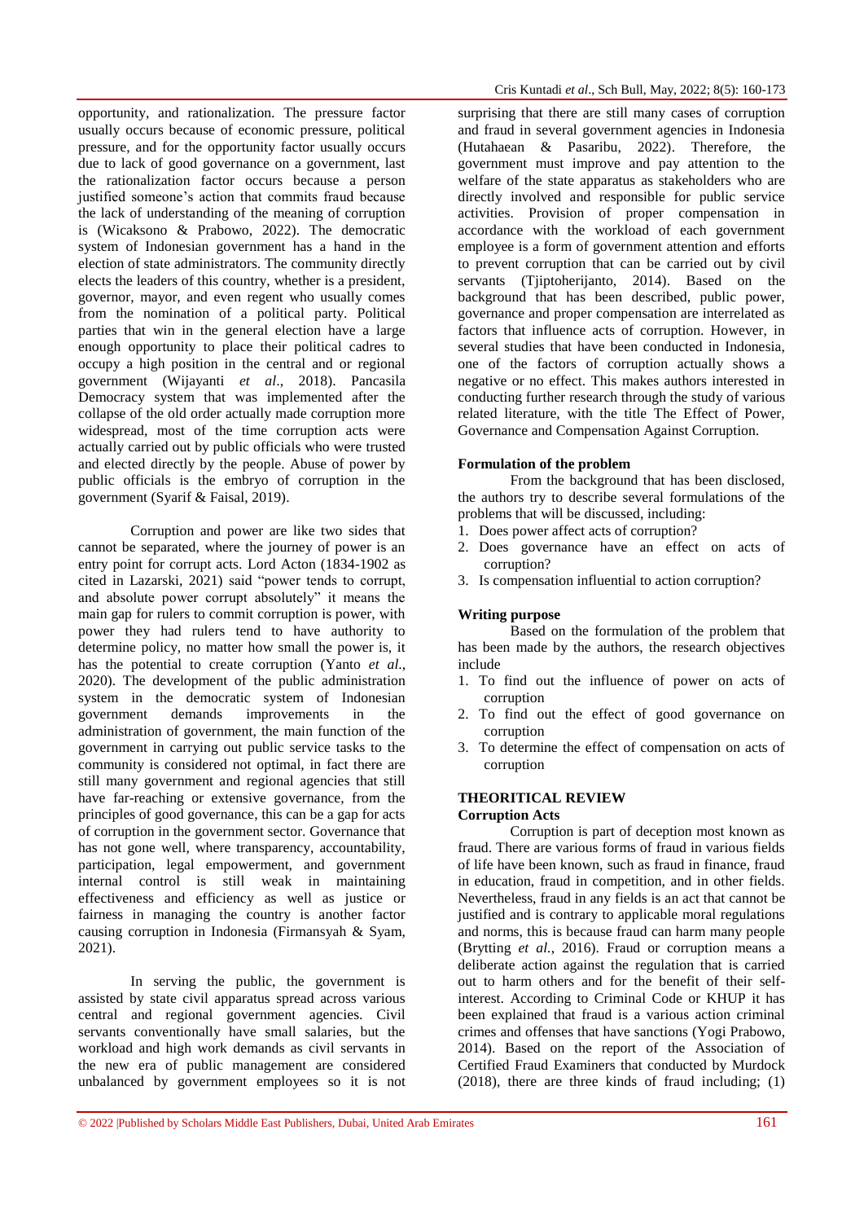opportunity, and rationalization. The pressure factor usually occurs because of economic pressure, political pressure, and for the opportunity factor usually occurs due to lack of good governance on a government, last the rationalization factor occurs because a person justified someone's action that commits fraud because the lack of understanding of the meaning of corruption is (Wicaksono & Prabowo, 2022). The democratic system of Indonesian government has a hand in the election of state administrators. The community directly elects the leaders of this country, whether is a president, governor, mayor, and even regent who usually comes from the nomination of a political party. Political parties that win in the general election have a large enough opportunity to place their political cadres to occupy a high position in the central and or regional government (Wijayanti *et al*., 2018). Pancasila Democracy system that was implemented after the collapse of the old order actually made corruption more widespread, most of the time corruption acts were actually carried out by public officials who were trusted and elected directly by the people. Abuse of power by public officials is the embryo of corruption in the government (Syarif & Faisal, 2019).

Corruption and power are like two sides that cannot be separated, where the journey of power is an entry point for corrupt acts. Lord Acton (1834-1902 as cited in Lazarski, 2021) said "power tends to corrupt, and absolute power corrupt absolutely" it means the main gap for rulers to commit corruption is power, with power they had rulers tend to have authority to determine policy, no matter how small the power is, it has the potential to create corruption (Yanto *et al*., 2020). The development of the public administration system in the democratic system of Indonesian government demands improvements in the administration of government, the main function of the government in carrying out public service tasks to the community is considered not optimal, in fact there are still many government and regional agencies that still have far-reaching or extensive governance, from the principles of good governance, this can be a gap for acts of corruption in the government sector. Governance that has not gone well, where transparency, accountability, participation, legal empowerment, and government internal control is still weak in maintaining effectiveness and efficiency as well as justice or fairness in managing the country is another factor causing corruption in Indonesia (Firmansyah & Syam, 2021).

In serving the public, the government is assisted by state civil apparatus spread across various central and regional government agencies. Civil servants conventionally have small salaries, but the workload and high work demands as civil servants in the new era of public management are considered unbalanced by government employees so it is not surprising that there are still many cases of corruption and fraud in several government agencies in Indonesia (Hutahaean & Pasaribu, 2022). Therefore, the government must improve and pay attention to the welfare of the state apparatus as stakeholders who are directly involved and responsible for public service activities. Provision of proper compensation in accordance with the workload of each government employee is a form of government attention and efforts to prevent corruption that can be carried out by civil servants (Tjiptoherijanto, 2014). Based on the background that has been described, public power, governance and proper compensation are interrelated as factors that influence acts of corruption. However, in several studies that have been conducted in Indonesia, one of the factors of corruption actually shows a negative or no effect. This makes authors interested in conducting further research through the study of various related literature, with the title The Effect of Power, Governance and Compensation Against Corruption.

**Formulation of the problem**

From the background that has been disclosed, the authors try to describe several formulations of the problems that will be discussed, including:

1. Does power affect acts of corruption?
2. Does governance have an effect on acts of corruption?
3. Is compensation influential to action corruption?

**Writing purpose**

Based on the formulation of the problem that has been made by the authors, the research objectives include

1. To find out the influence of power on acts of corruption
2. To find out the effect of good governance on corruption
3. To determine the effect of compensation on acts of corruption

## THEORITICAL REVIEW

### Corruption Acts

Corruption is part of deception most known as fraud. There are various forms of fraud in various fields of life have been known, such as fraud in finance, fraud in education, fraud in competition, and in other fields. Nevertheless, fraud in any fields is an act that cannot be justified and is contrary to applicable moral regulations and norms, this is because fraud can harm many people (Brytting *et al.*, 2016). Fraud or corruption means a deliberate action against the regulation that is carried out to harm others and for the benefit of their self-interest. According to Criminal Code or KHUP it has been explained that fraud is a various action criminal crimes and offenses that have sanctions (Yogi Prabowo, 2014). Based on the report of the Association of Certified Fraud Examiners that conducted by Murdock (2018), there are three kinds of fraud including; (1)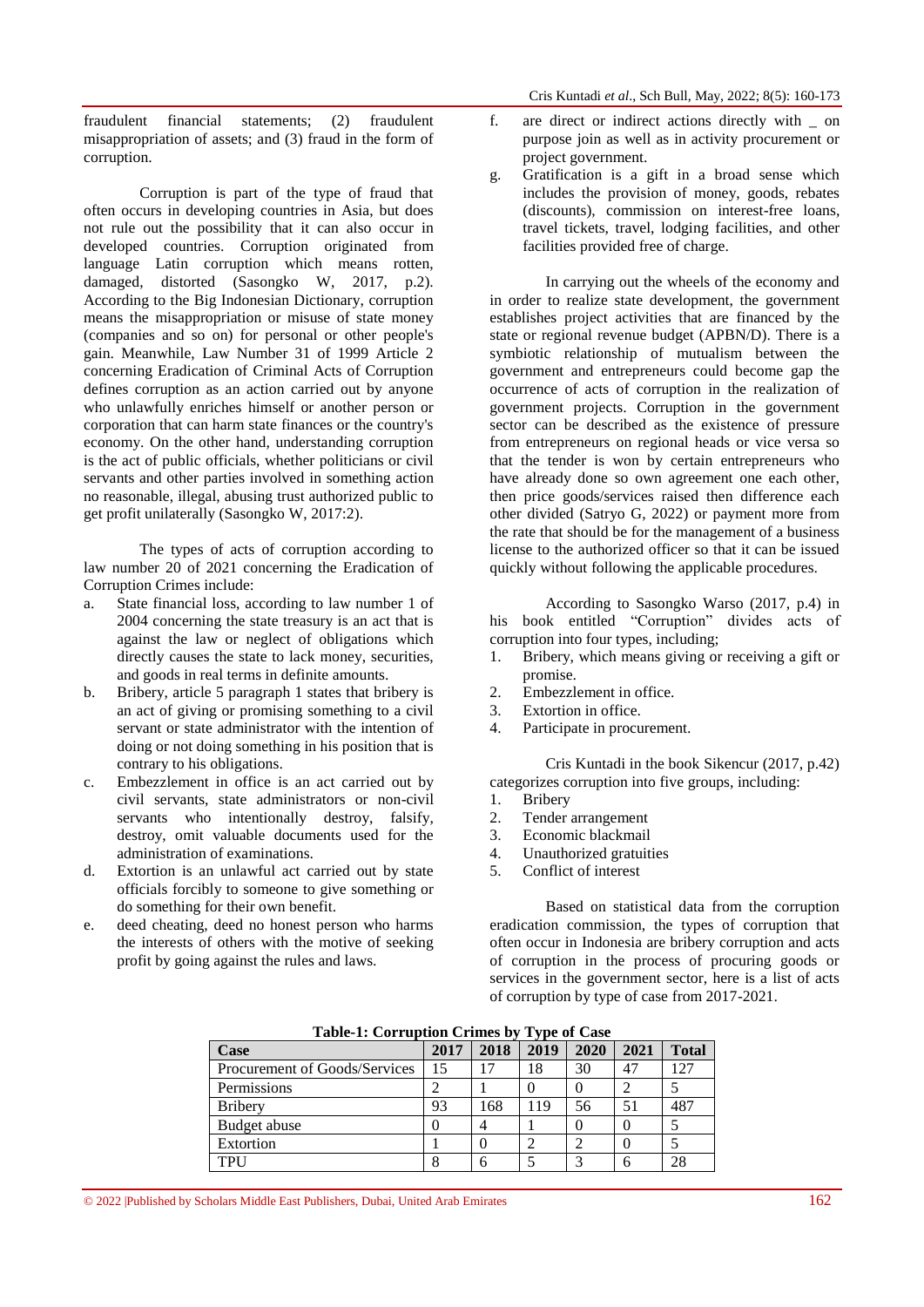fraudulent financial statements; (2) fraudulent misappropriation of assets; and (3) fraud in the form of corruption.

Corruption is part of the type of fraud that often occurs in developing countries in Asia, but does not rule out the possibility that it can also occur in developed countries. Corruption originated from language Latin corruption which means rotten, damaged, distorted (Sasongko W, 2017, p.2). According to the Big Indonesian Dictionary, corruption means the misappropriation or misuse of state money (companies and so on) for personal or other people's gain. Meanwhile, Law Number 31 of 1999 Article 2 concerning Eradication of Criminal Acts of Corruption defines corruption as an action carried out by anyone who unlawfully enriches himself or another person or corporation that can harm state finances or the country's economy. On the other hand, understanding corruption is the act of public officials, whether politicians or civil servants and other parties involved in something action no reasonable, illegal, abusing trust authorized public to get profit unilaterally (Sasongko W, 2017:2).

The types of acts of corruption according to law number 20 of 2021 concerning the Eradication of Corruption Crimes include:

a. State financial loss, according to law number 1 of 2004 concerning the state treasury is an act that is against the law or neglect of obligations which directly causes the state to lack money, securities, and goods in real terms in definite amounts.
b. Bribery, article 5 paragraph 1 states that bribery is an act of giving or promising something to a civil servant or state administrator with the intention of doing or not doing something in his position that is contrary to his obligations.
c. Embezzlement in office is an act carried out by civil servants, state administrators or non-civil servants who intentionally destroy, falsify, destroy, omit valuable documents used for the administration of examinations.
d. Extortion is an unlawful act carried out by state officials forcibly to someone to give something or do something for their own benefit.
e. deed cheating, deed no honest person who harms the interests of others with the motive of seeking profit by going against the rules and laws.
f. are direct or indirect actions directly with _ on purpose join as well as in activity procurement or project government.
g. Gratification is a gift in a broad sense which includes the provision of money, goods, rebates (discounts), commission on interest-free loans, travel tickets, travel, lodging facilities, and other facilities provided free of charge.

In carrying out the wheels of the economy and in order to realize state development, the government establishes project activities that are financed by the state or regional revenue budget (APBN/D). There is a symbiotic relationship of mutualism between the government and entrepreneurs could become gap the occurrence of acts of corruption in the realization of government projects. Corruption in the government sector can be described as the existence of pressure from entrepreneurs on regional heads or vice versa so that the tender is won by certain entrepreneurs who have already done so own agreement one each other, then price goods/services raised then difference each other divided (Satryo G, 2022) or payment more from the rate that should be for the management of a business license to the authorized officer so that it can be issued quickly without following the applicable procedures.

According to Sasongko Warso (2017, p.4) in his book entitled "Corruption" divides acts of corruption into four types, including;

1. Bribery, which means giving or receiving a gift or promise.
2. Embezzlement in office.
3. Extortion in office.
4. Participate in procurement.

Cris Kuntadi in the book Sikencur (2017, p.42) categorizes corruption into five groups, including:

1. Bribery
2. Tender arrangement
3. Economic blackmail
4. Unauthorized gratuities
5. Conflict of interest

Based on statistical data from the corruption eradication commission, the types of corruption that often occur in Indonesia are bribery corruption and acts of corruption in the process of procuring goods or services in the government sector, here is a list of acts of corruption by type of case from 2017-2021.

**Table-1: Corruption Crimes by Type of Case**

| Case | 2017 | 2018 | 2019 | 2020 | 2021 | Total |
|---|---|---|---|---|---|---|
| Procurement of Goods/Services | 15 | 17 | 18 | 30 | 47 | 127 |
| Permissions | 2 | 1 | 0 | 0 | 2 | 5 |
| Bribery | 93 | 168 | 119 | 56 | 51 | 487 |
| Budget abuse | 0 | 4 | 1 | 0 | 0 | 5 |
| Extortion | 1 | 0 | 2 | 2 | 0 | 5 |
| TPU | 8 | 6 | 5 | 3 | 6 | 28 |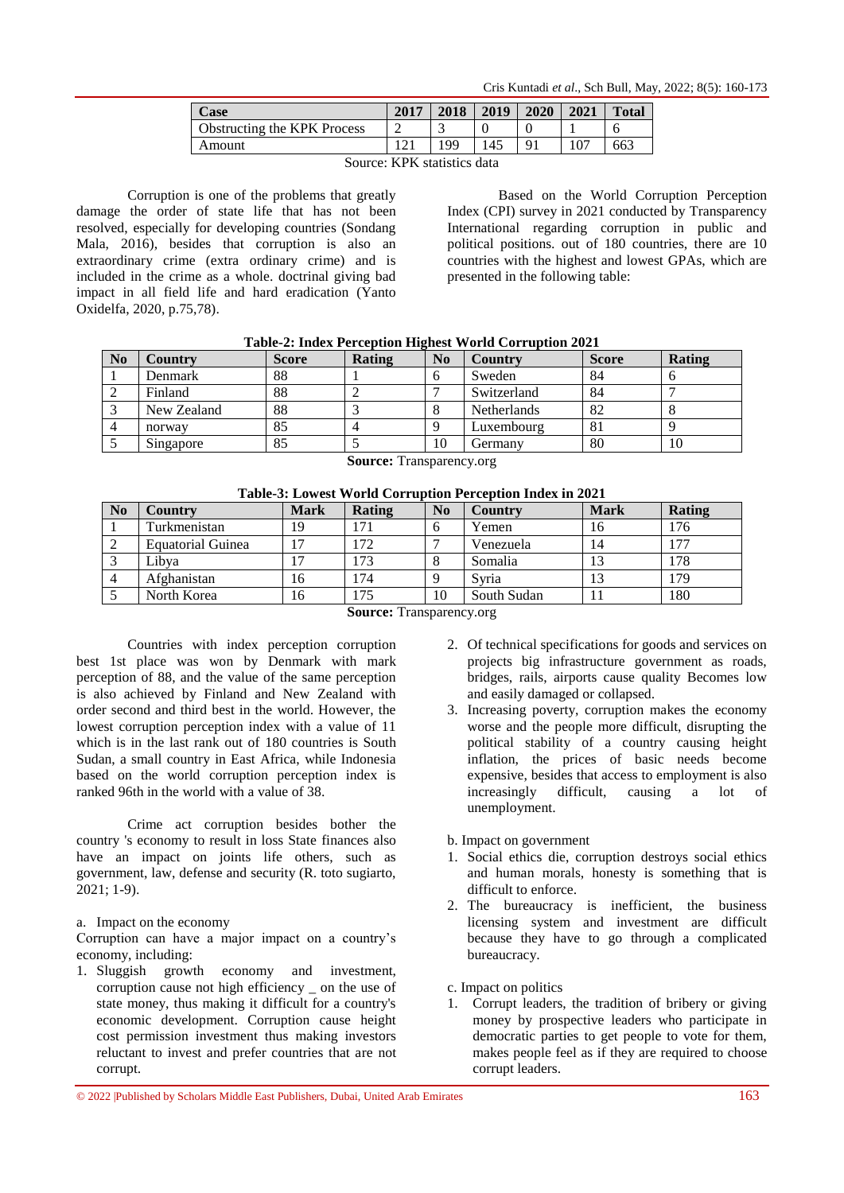| Case | 2017 | 2018 | 2019 | 2020 | 2021 | Total |
|---|---|---|---|---|---|---|
| Obstructing the KPK Process | 2 | 3 | 0 | 0 | 1 | 6 |
| Amount | 121 | 199 | 145 | 91 | 107 | 663 |

Source: KPK statistics data

Corruption is one of the problems that greatly damage the order of state life that has not been resolved, especially for developing countries (Sondang Mala, 2016), besides that corruption is also an extraordinary crime (extra ordinary crime) and is included in the crime as a whole. doctrinal giving bad impact in all field life and hard eradication (Yanto Oxidelfa, 2020, p.75,78).

Based on the World Corruption Perception Index (CPI) survey in 2021 conducted by Transparency International regarding corruption in public and political positions. out of 180 countries, there are 10 countries with the highest and lowest GPAs, which are presented in the following table:

**Table-2: Index Perception Highest World Corruption 2021**

| No | Country | Score | Rating | No | Country | Score | Rating |
|---|---|---|---|---|---|---|---|
| 1 | Denmark | 88 | 1 | 6 | Sweden | 84 | 6 |
| 2 | Finland | 88 | 2 | 7 | Switzerland | 84 | 7 |
| 3 | New Zealand | 88 | 3 | 8 | Netherlands | 82 | 8 |
| 4 | norway | 85 | 4 | 9 | Luxembourg | 81 | 9 |
| 5 | Singapore | 85 | 5 | 10 | Germany | 80 | 10 |

**Source:** Transparency.org

**Table-3: Lowest World Corruption Perception Index in 2021**

| No | Country | Mark | Rating | No | Country | Mark | Rating |
|---|---|---|---|---|---|---|---|
| 1 | Turkmenistan | 19 | 171 | 6 | Yemen | 16 | 176 |
| 2 | Equatorial Guinea | 17 | 172 | 7 | Venezuela | 14 | 177 |
| 3 | Libya | 17 | 173 | 8 | Somalia | 13 | 178 |
| 4 | Afghanistan | 16 | 174 | 9 | Syria | 13 | 179 |
| 5 | North Korea | 16 | 175 | 10 | South Sudan | 11 | 180 |

**Source:** Transparency.org

Countries with index perception corruption best 1st place was won by Denmark with mark perception of 88, and the value of the same perception is also achieved by Finland and New Zealand with order second and third best in the world. However, the lowest corruption perception index with a value of 11 which is in the last rank out of 180 countries is South Sudan, a small country in East Africa, while Indonesia based on the world corruption perception index is ranked 96th in the world with a value of 38.

Crime act corruption besides bother the country 's economy to result in loss State finances also have an impact on joints life others, such as government, law, defense and security (R. toto sugiarto, 2021; 1-9).

a. Impact on the economy

Corruption can have a major impact on a country's economy, including:

1. Sluggish growth economy and investment, corruption cause not high efficiency _ on the use of state money, thus making it difficult for a country's economic development. Corruption cause height cost permission investment thus making investors reluctant to invest and prefer countries that are not corrupt.
2. Of technical specifications for goods and services on projects big infrastructure government as roads, bridges, rails, airports cause quality Becomes low and easily damaged or collapsed.
3. Increasing poverty, corruption makes the economy worse and the people more difficult, disrupting the political stability of a country causing height inflation, the prices of basic needs become expensive, besides that access to employment is also increasingly difficult, causing a lot of unemployment.

b. Impact on government

1. Social ethics die, corruption destroys social ethics and human morals, honesty is something that is difficult to enforce.
2. The bureaucracy is inefficient, the business licensing system and investment are difficult because they have to go through a complicated bureaucracy.

c. Impact on politics

1. Corrupt leaders, the tradition of bribery or giving money by prospective leaders who participate in democratic parties to get people to vote for them, makes people feel as if they are required to choose corrupt leaders.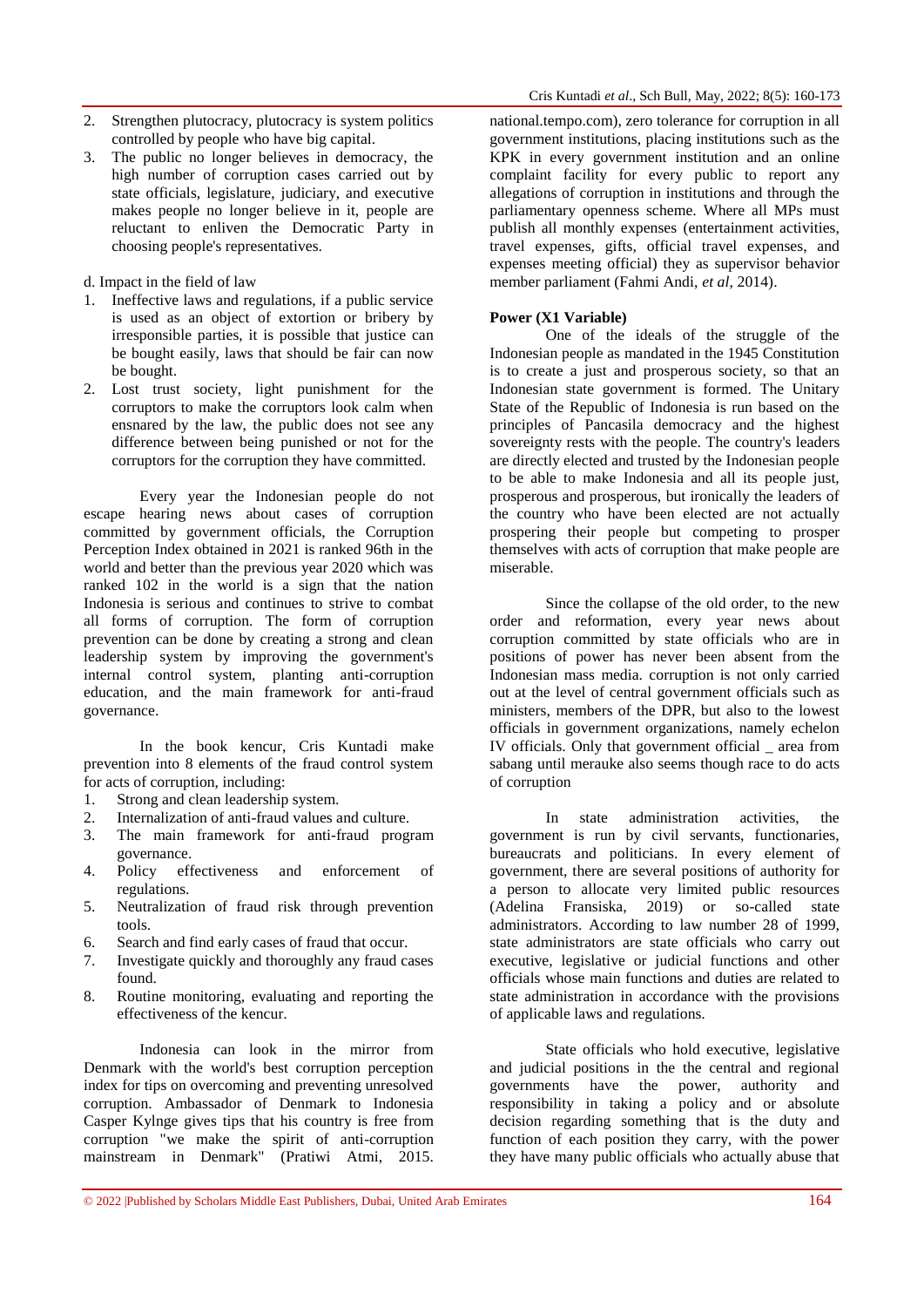2. Strengthen plutocracy, plutocracy is system politics controlled by people who have big capital.
3. The public no longer believes in democracy, the high number of corruption cases carried out by state officials, legislature, judiciary, and executive makes people no longer believe in it, people are reluctant to enliven the Democratic Party in choosing people's representatives.

d. Impact in the field of law

1. Ineffective laws and regulations, if a public service is used as an object of extortion or bribery by irresponsible parties, it is possible that justice can be bought easily, laws that should be fair can now be bought.
2. Lost trust society, light punishment for the corruptors to make the corruptors look calm when ensnared by the law, the public does not see any difference between being punished or not for the corruptors for the corruption they have committed.

Every year the Indonesian people do not escape hearing news about cases of corruption committed by government officials, the Corruption Perception Index obtained in 2021 is ranked 96th in the world and better than the previous year 2020 which was ranked 102 in the world is a sign that the nation Indonesia is serious and continues to strive to combat all forms of corruption. The form of corruption prevention can be done by creating a strong and clean leadership system by improving the government's internal control system, planting anti-corruption education, and the main framework for anti-fraud governance.

In the book kencur, Cris Kuntadi make prevention into 8 elements of the fraud control system for acts of corruption, including:

1. Strong and clean leadership system.
2. Internalization of anti-fraud values and culture.
3. The main framework for anti-fraud program governance.
4. Policy effectiveness and enforcement of regulations.
5. Neutralization of fraud risk through prevention tools.
6. Search and find early cases of fraud that occur.
7. Investigate quickly and thoroughly any fraud cases found.
8. Routine monitoring, evaluating and reporting the effectiveness of the kencur.

Indonesia can look in the mirror from Denmark with the world's best corruption perception index for tips on overcoming and preventing unresolved corruption. Ambassador of Denmark to Indonesia Casper Kylnge gives tips that his country is free from corruption "we make the spirit of anti-corruption mainstream in Denmark" (Pratiwi Atmi, 2015. national.tempo.com), zero tolerance for corruption in all government institutions, placing institutions such as the KPK in every government institution and an online complaint facility for every public to report any allegations of corruption in institutions and through the parliamentary openness scheme. Where all MPs must publish all monthly expenses (entertainment activities, travel expenses, gifts, official travel expenses, and expenses meeting official) they as supervisor behavior member parliament (Fahmi Andi, *et al*, 2014).

**Power (X1 Variable)**

One of the ideals of the struggle of the Indonesian people as mandated in the 1945 Constitution is to create a just and prosperous society, so that an Indonesian state government is formed. The Unitary State of the Republic of Indonesia is run based on the principles of Pancasila democracy and the highest sovereignty rests with the people. The country's leaders are directly elected and trusted by the Indonesian people to be able to make Indonesia and all its people just, prosperous and prosperous, but ironically the leaders of the country who have been elected are not actually prospering their people but competing to prosper themselves with acts of corruption that make people are miserable.

Since the collapse of the old order, to the new order and reformation, every year news about corruption committed by state officials who are in positions of power has never been absent from the Indonesian mass media. corruption is not only carried out at the level of central government officials such as ministers, members of the DPR, but also to the lowest officials in government organizations, namely echelon IV officials. Only that government official _ area from sabang until merauke also seems though race to do acts of corruption

In state administration activities, the government is run by civil servants, functionaries, bureaucrats and politicians. In every element of government, there are several positions of authority for a person to allocate very limited public resources (Adelina Fransiska, 2019) or so-called state administrators. According to law number 28 of 1999, state administrators are state officials who carry out executive, legislative or judicial functions and other officials whose main functions and duties are related to state administration in accordance with the provisions of applicable laws and regulations.

State officials who hold executive, legislative and judicial positions in the the central and regional governments have the power, authority and responsibility in taking a policy and or absolute decision regarding something that is the duty and function of each position they carry, with the power they have many public officials who actually abuse that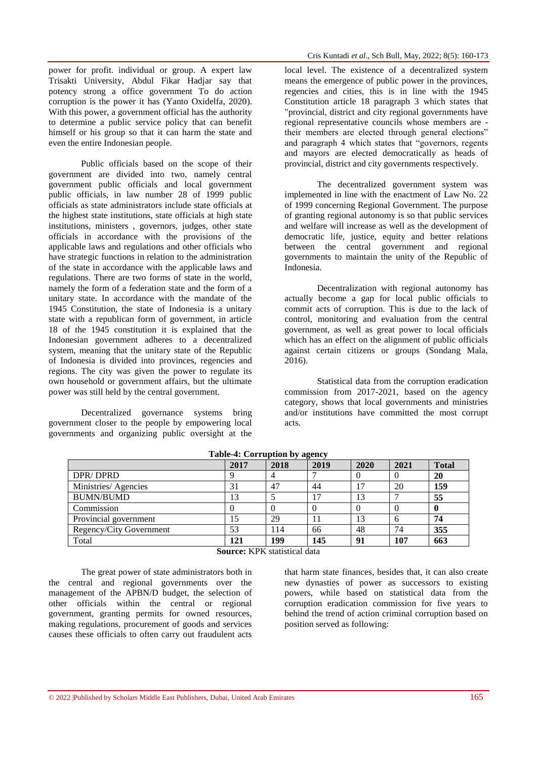power for profit. individual or group. A expert law Trisakti University, Abdul Fikar Hadjar say that potency strong a office government To do action corruption is the power it has (Yanto Oxidelfa, 2020). With this power, a government official has the authority to determine a public service policy that can benefit himself or his group so that it can harm the state and even the entire Indonesian people.

Public officials based on the scope of their government are divided into two, namely central government public officials and local government public officials, in law number 28 of 1999 public officials as state administrators include state officials at the highest state institutions, state officials at high state institutions, ministers , governors, judges, other state officials in accordance with the provisions of the applicable laws and regulations and other officials who have strategic functions in relation to the administration of the state in accordance with the applicable laws and regulations. There are two forms of state in the world, namely the form of a federation state and the form of a unitary state. In accordance with the mandate of the 1945 Constitution, the state of Indonesia is a unitary state with a republican form of government, in article 18 of the 1945 constitution it is explained that the Indonesian government adheres to a decentralized system, meaning that the unitary state of the Republic of Indonesia is divided into provinces, regencies and regions. The city was given the power to regulate its own household or government affairs, but the ultimate power was still held by the central government.

Decentralized governance systems bring government closer to the people by empowering local governments and organizing public oversight at the local level. The existence of a decentralized system means the emergence of public power in the provinces, regencies and cities, this is in line with the 1945 Constitution article 18 paragraph 3 which states that "provincial, district and city regional governments have regional representative councils whose members are - their members are elected through general elections" and paragraph 4 which states that "governors, regents and mayors are elected democratically as heads of provincial, district and city governments respectively.

The decentralized government system was implemented in line with the enactment of Law No. 22 of 1999 concerning Regional Government. The purpose of granting regional autonomy is so that public services and welfare will increase as well as the development of democratic life, justice, equity and better relations between the central government and regional governments to maintain the unity of the Republic of Indonesia.

Decentralization with regional autonomy has actually become a gap for local public officials to commit acts of corruption. This is due to the lack of control, monitoring and evaluation from the central government, as well as great power to local officials which has an effect on the alignment of public officials against certain citizens or groups (Sondang Mala, 2016).

Statistical data from the corruption eradication commission from 2017-2021, based on the agency category, shows that local governments and ministries and/or institutions have committed the most corrupt acts.

**Table-4: Corruption by agency**

| | **2017** | **2018** | **2019** | **2020** | **2021** | **Total** |
|---|---|---|---|---|---|---|
| DPR/ DPRD | 9 | 4 | 7 | 0 | 0 | **20** |
| Ministries/ Agencies | 31 | 47 | 44 | 17 | 20 | **159** |
| BUMN/BUMD | 13 | 5 | 17 | 13 | 7 | **55** |
| Commission | 0 | 0 | 0 | 0 | 0 | **0** |
| Provincial government | 15 | 29 | 11 | 13 | 6 | **74** |
| Regency/City Government | 53 | 114 | 66 | 48 | 74 | **355** |
| Total | **121** | **199** | **145** | **91** | **107** | **663** |

**Source:** KPK statistical data

The great power of state administrators both in the central and regional governments over the management of the APBN/D budget, the selection of other officials within the central or regional government, granting permits for owned resources, making regulations, procurement of goods and services causes these officials to often carry out fraudulent acts that harm state finances, besides that, it can also create new dynasties of power as successors to existing powers, while based on statistical data from the corruption eradication commission for five years to behind the trend of action criminal corruption based on position served as following: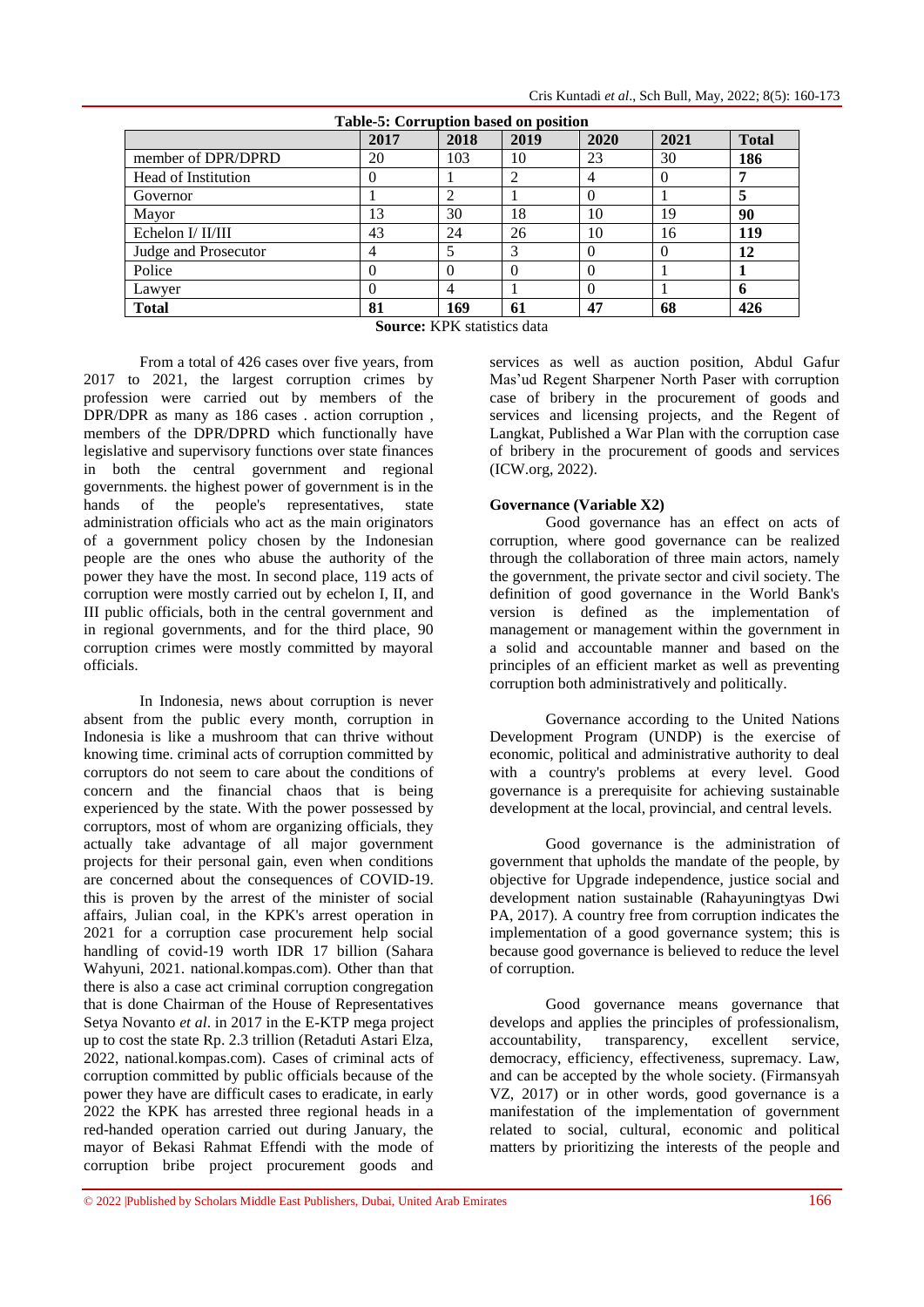**Table-5: Corruption based on position**

| | 2017 | 2018 | 2019 | 2020 | 2021 | Total |
|---|---|---|---|---|---|---|
| member of DPR/DPRD | 20 | 103 | 10 | 23 | 30 | **186** |
| Head of Institution | 0 | 1 | 2 | 4 | 0 | **7** |
| Governor | 1 | 2 | 1 | 0 | 1 | **5** |
| Mayor | 13 | 30 | 18 | 10 | 19 | **90** |
| Echelon I/ II/III | 43 | 24 | 26 | 10 | 16 | **119** |
| Judge and Prosecutor | 4 | 5 | 3 | 0 | 0 | **12** |
| Police | 0 | 0 | 0 | 0 | 1 | **1** |
| Lawyer | 0 | 4 | 1 | 0 | 1 | **6** |
| **Total** | **81** | **169** | **61** | **47** | **68** | **426** |

**Source:** KPK statistics data

From a total of 426 cases over five years, from 2017 to 2021, the largest corruption crimes by profession were carried out by members of the DPR/DPR as many as 186 cases . action corruption , members of the DPR/DPRD which functionally have legislative and supervisory functions over state finances in both the central government and regional governments. the highest power of government is in the hands of the people's representatives, state administration officials who act as the main originators of a government policy chosen by the Indonesian people are the ones who abuse the authority of the power they have the most. In second place, 119 acts of corruption were mostly carried out by echelon I, II, and III public officials, both in the central government and in regional governments, and for the third place, 90 corruption crimes were mostly committed by mayoral officials.

In Indonesia, news about corruption is never absent from the public every month, corruption in Indonesia is like a mushroom that can thrive without knowing time. criminal acts of corruption committed by corruptors do not seem to care about the conditions of concern and the financial chaos that is being experienced by the state. With the power possessed by corruptors, most of whom are organizing officials, they actually take advantage of all major government projects for their personal gain, even when conditions are concerned about the consequences of COVID-19. this is proven by the arrest of the minister of social affairs, Julian coal, in the KPK's arrest operation in 2021 for a corruption case procurement help social handling of covid-19 worth IDR 17 billion (Sahara Wahyuni, 2021. national.kompas.com). Other than that there is also a case act criminal corruption congregation that is done Chairman of the House of Representatives Setya Novanto *et al*. in 2017 in the E-KTP mega project up to cost the state Rp. 2.3 trillion (Retaduti Astari Elza, 2022, national.kompas.com). Cases of criminal acts of corruption committed by public officials because of the power they have are difficult cases to eradicate, in early 2022 the KPK has arrested three regional heads in a red-handed operation carried out during January, the mayor of Bekasi Rahmat Effendi with the mode of corruption bribe project procurement goods and services as well as auction position, Abdul Gafur Mas'ud Regent Sharpener North Paser with corruption case of bribery in the procurement of goods and services and licensing projects, and the Regent of Langkat, Published a War Plan with the corruption case of bribery in the procurement of goods and services (ICW.org, 2022).

### Governance (Variable X2)

Good governance has an effect on acts of corruption, where good governance can be realized through the collaboration of three main actors, namely the government, the private sector and civil society. The definition of good governance in the World Bank's version is defined as the implementation of management or management within the government in a solid and accountable manner and based on the principles of an efficient market as well as preventing corruption both administratively and politically.

Governance according to the United Nations Development Program (UNDP) is the exercise of economic, political and administrative authority to deal with a country's problems at every level. Good governance is a prerequisite for achieving sustainable development at the local, provincial, and central levels.

Good governance is the administration of government that upholds the mandate of the people, by objective for Upgrade independence, justice social and development nation sustainable (Rahayuningtyas Dwi PA, 2017). A country free from corruption indicates the implementation of a good governance system; this is because good governance is believed to reduce the level of corruption.

Good governance means governance that develops and applies the principles of professionalism, accountability, transparency, excellent service, democracy, efficiency, effectiveness, supremacy. Law, and can be accepted by the whole society. (Firmansyah VZ, 2017) or in other words, good governance is a manifestation of the implementation of government related to social, cultural, economic and political matters by prioritizing the interests of the people and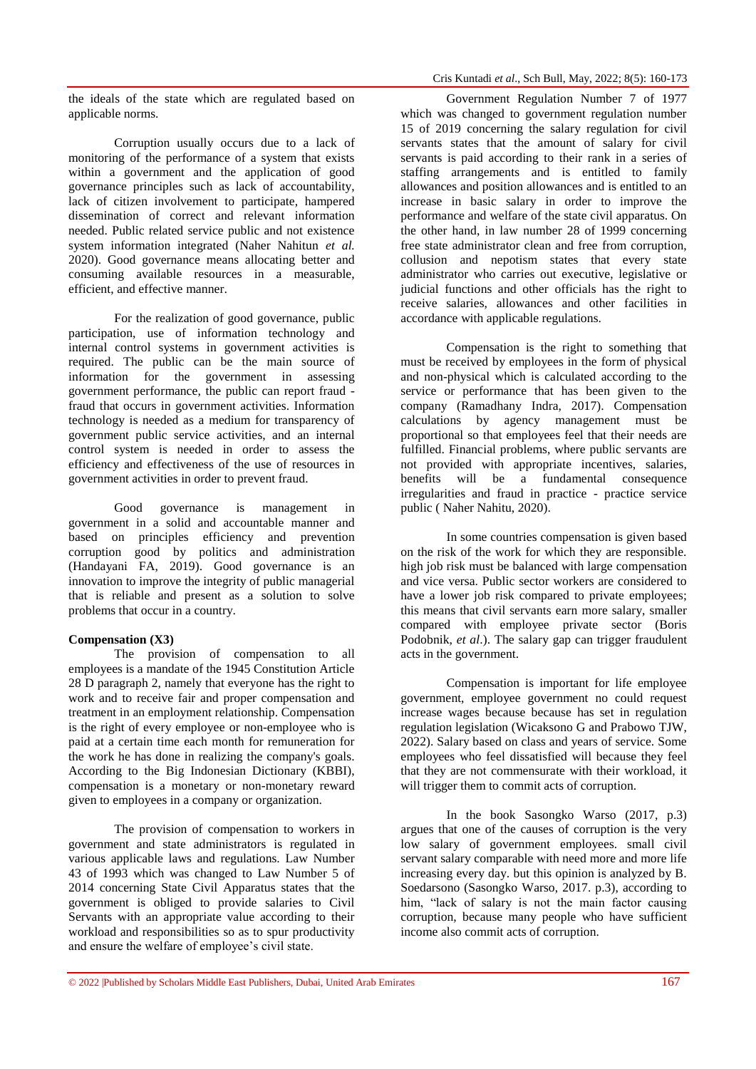the ideals of the state which are regulated based on applicable norms.

Corruption usually occurs due to a lack of monitoring of the performance of a system that exists within a government and the application of good governance principles such as lack of accountability, lack of citizen involvement to participate, hampered dissemination of correct and relevant information needed. Public related service public and not existence system information integrated (Naher Nahitun *et al.* 2020). Good governance means allocating better and consuming available resources in a measurable, efficient, and effective manner.

For the realization of good governance, public participation, use of information technology and internal control systems in government activities is required. The public can be the main source of information for the government in assessing government performance, the public can report fraud - fraud that occurs in government activities. Information technology is needed as a medium for transparency of government public service activities, and an internal control system is needed in order to assess the efficiency and effectiveness of the use of resources in government activities in order to prevent fraud.

Good governance is management in government in a solid and accountable manner and based on principles efficiency and prevention corruption good by politics and administration (Handayani FA, 2019). Good governance is an innovation to improve the integrity of public managerial that is reliable and present as a solution to solve problems that occur in a country.

**Compensation (X3)**

The provision of compensation to all employees is a mandate of the 1945 Constitution Article 28 D paragraph 2, namely that everyone has the right to work and to receive fair and proper compensation and treatment in an employment relationship. Compensation is the right of every employee or non-employee who is paid at a certain time each month for remuneration for the work he has done in realizing the company's goals. According to the Big Indonesian Dictionary (KBBI), compensation is a monetary or non-monetary reward given to employees in a company or organization.

The provision of compensation to workers in government and state administrators is regulated in various applicable laws and regulations. Law Number 43 of 1993 which was changed to Law Number 5 of 2014 concerning State Civil Apparatus states that the government is obliged to provide salaries to Civil Servants with an appropriate value according to their workload and responsibilities so as to spur productivity and ensure the welfare of employee's civil state.

Government Regulation Number 7 of 1977 which was changed to government regulation number 15 of 2019 concerning the salary regulation for civil servants states that the amount of salary for civil servants is paid according to their rank in a series of staffing arrangements and is entitled to family allowances and position allowances and is entitled to an increase in basic salary in order to improve the performance and welfare of the state civil apparatus. On the other hand, in law number 28 of 1999 concerning free state administrator clean and free from corruption, collusion and nepotism states that every state administrator who carries out executive, legislative or judicial functions and other officials has the right to receive salaries, allowances and other facilities in accordance with applicable regulations.

Compensation is the right to something that must be received by employees in the form of physical and non-physical which is calculated according to the service or performance that has been given to the company (Ramadhany Indra, 2017). Compensation calculations by agency management must be proportional so that employees feel that their needs are fulfilled. Financial problems, where public servants are not provided with appropriate incentives, salaries, benefits will be a fundamental consequence irregularities and fraud in practice - practice service public ( Naher Nahitu, 2020).

In some countries compensation is given based on the risk of the work for which they are responsible. high job risk must be balanced with large compensation and vice versa. Public sector workers are considered to have a lower job risk compared to private employees; this means that civil servants earn more salary, smaller compared with employee private sector (Boris Podobnik, *et al*.). The salary gap can trigger fraudulent acts in the government.

Compensation is important for life employee government, employee government no could request increase wages because because has set in regulation regulation legislation (Wicaksono G and Prabowo TJW, 2022). Salary based on class and years of service. Some employees who feel dissatisfied will because they feel that they are not commensurate with their workload, it will trigger them to commit acts of corruption.

In the book Sasongko Warso (2017, p.3) argues that one of the causes of corruption is the very low salary of government employees. small civil servant salary comparable with need more and more life increasing every day. but this opinion is analyzed by B. Soedarsono (Sasongko Warso, 2017. p.3), according to him, "lack of salary is not the main factor causing corruption, because many people who have sufficient income also commit acts of corruption.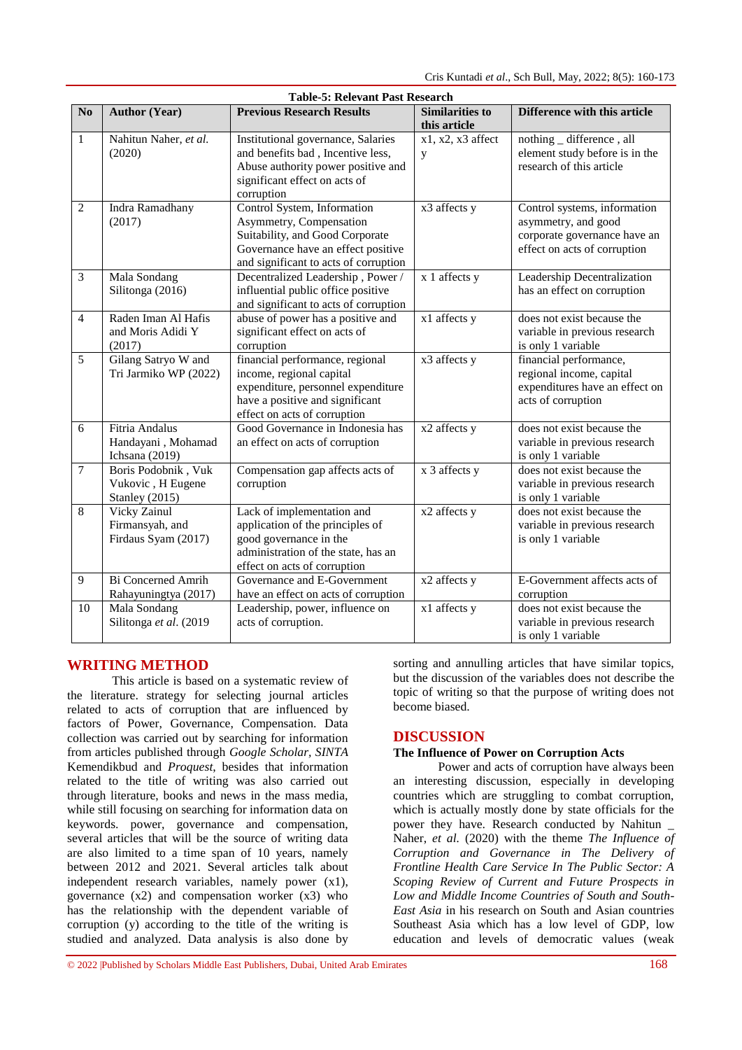**Table-5: Relevant Past Research**

| No | Author (Year) | Previous Research Results | Similarities to this article | Difference with this article |
|---|---|---|---|---|
| 1 | Nahitun Naher, *et al.* (2020) | Institutional governance, Salaries and benefits bad , Incentive less, Abuse authority power positive and significant effect on acts of corruption | x1, x2, x3 affect y | nothing _ difference , all element study before is in the research of this article |
| 2 | Indra Ramadhany (2017) | Control System, Information Asymmetry, Compensation Suitability, and Good Corporate Governance have an effect positive and significant to acts of corruption | x3 affects y | Control systems, information asymmetry, and good corporate governance have an effect on acts of corruption |
| 3 | Mala Sondang Silitonga (2016) | Decentralized Leadership , Power / influential public office positive and significant to acts of corruption | x 1 affects y | Leadership Decentralization has an effect on corruption |
| 4 | Raden Iman Al Hafis and Moris Adidi Y (2017) | abuse of power has a positive and significant effect on acts of corruption | x1 affects y | does not exist because the variable in previous research is only 1 variable |
| 5 | Gilang Satryo W and Tri Jarmiko WP (2022) | financial performance, regional income, regional capital expenditure, personnel expenditure have a positive and significant effect on acts of corruption | x3 affects y | financial performance, regional income, capital expenditures have an effect on acts of corruption |
| 6 | Fitria Andalus Handayani , Mohamad Ichsana (2019) | Good Governance in Indonesia has an effect on acts of corruption | x2 affects y | does not exist because the variable in previous research is only 1 variable |
| 7 | Boris Podobnik , Vuk Vukovic , H Eugene Stanley (2015) | Compensation gap affects acts of corruption | x 3 affects y | does not exist because the variable in previous research is only 1 variable |
| 8 | Vicky Zainul Firmansyah, and Firdaus Syam (2017) | Lack of implementation and application of the principles of good governance in the administration of the state, has an effect on acts of corruption | x2 affects y | does not exist because the variable in previous research is only 1 variable |
| 9 | Bi Concerned Amrih Rahayuningtya (2017) | Governance and E-Government have an effect on acts of corruption | x2 affects y | E-Government affects acts of corruption |
| 10 | Mala Sondang Silitonga *et al.* (2019 | Leadership, power, influence on acts of corruption. | x1 affects y | does not exist because the variable in previous research is only 1 variable |

## WRITING METHOD

This article is based on a systematic review of the literature. strategy for selecting journal articles related to acts of corruption that are influenced by factors of Power, Governance, Compensation. Data collection was carried out by searching for information from articles published through *Google Scholar, SINTA* Kemendikbud and *Proquest*, besides that information related to the title of writing was also carried out through literature, books and news in the mass media, while still focusing on searching for information data on keywords. power, governance and compensation, several articles that will be the source of writing data are also limited to a time span of 10 years, namely between 2012 and 2021. Several articles talk about independent research variables, namely power (x1), governance (x2) and compensation worker (x3) who has the relationship with the dependent variable of corruption (y) according to the title of the writing is studied and analyzed. Data analysis is also done by sorting and annulling articles that have similar topics, but the discussion of the variables does not describe the topic of writing so that the purpose of writing does not become biased.

## DISCUSSION

### The Influence of Power on Corruption Acts

Power and acts of corruption have always been an interesting discussion, especially in developing countries which are struggling to combat corruption, which is actually mostly done by state officials for the power they have. Research conducted by Nahitun _ Naher, *et al.* (2020) with the theme *The Influence of Corruption and Governance in The Delivery of Frontline Health Care Service In The Public Sector: A Scoping Review of Current and Future Prospects in Low and Middle Income Countries of South and South-East Asia* in his research on South and Asian countries Southeast Asia which has a low level of GDP, low education and levels of democratic values (weak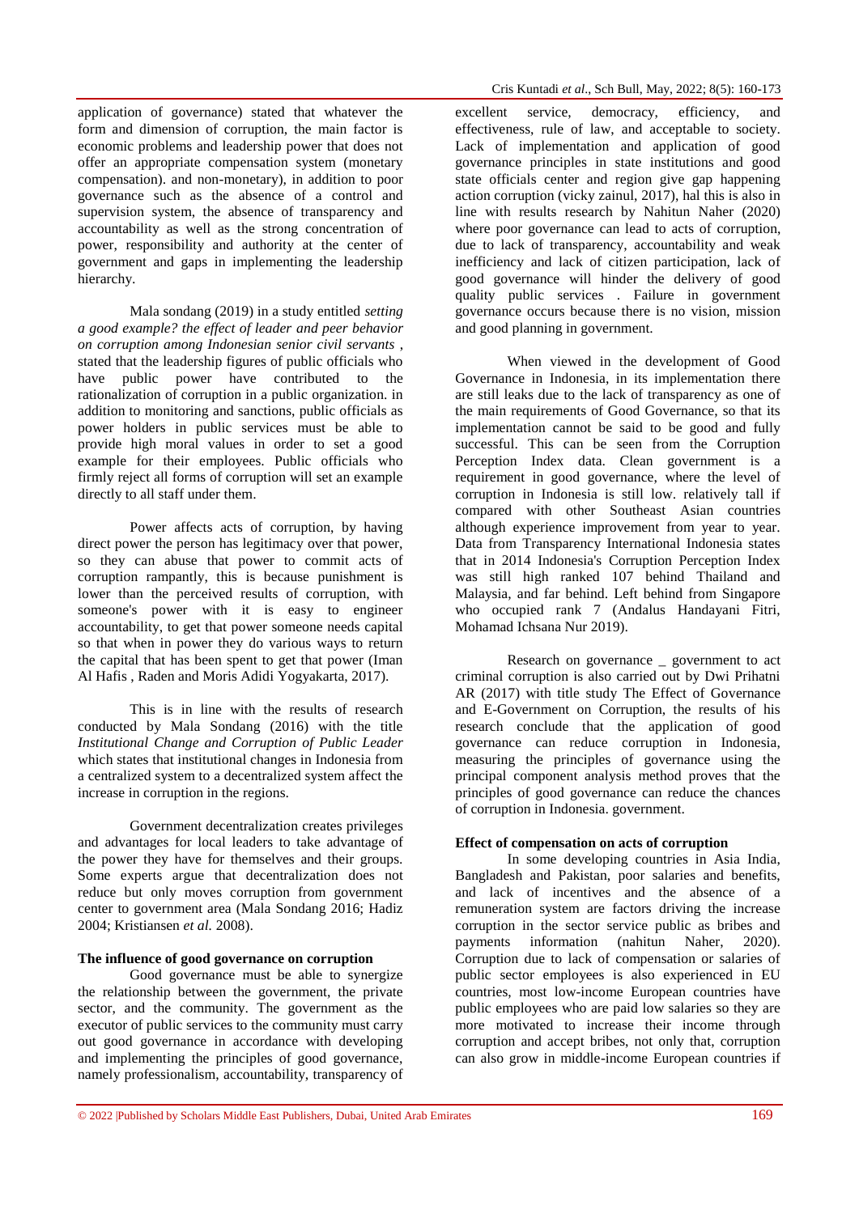application of governance) stated that whatever the form and dimension of corruption, the main factor is economic problems and leadership power that does not offer an appropriate compensation system (monetary compensation). and non-monetary), in addition to poor governance such as the absence of a control and supervision system, the absence of transparency and accountability as well as the strong concentration of power, responsibility and authority at the center of government and gaps in implementing the leadership hierarchy.

Mala sondang (2019) in a study entitled *setting a good example? the effect of leader and peer behavior on corruption among Indonesian senior civil servants* , stated that the leadership figures of public officials who have public power have contributed to the rationalization of corruption in a public organization. in addition to monitoring and sanctions, public officials as power holders in public services must be able to provide high moral values in order to set a good example for their employees. Public officials who firmly reject all forms of corruption will set an example directly to all staff under them.

Power affects acts of corruption, by having direct power the person has legitimacy over that power, so they can abuse that power to commit acts of corruption rampantly, this is because punishment is lower than the perceived results of corruption, with someone's power with it is easy to engineer accountability, to get that power someone needs capital so that when in power they do various ways to return the capital that has been spent to get that power (Iman Al Hafis , Raden and Moris Adidi Yogyakarta, 2017).

This is in line with the results of research conducted by Mala Sondang (2016) with the title *Institutional Change and Corruption of Public Leader* which states that institutional changes in Indonesia from a centralized system to a decentralized system affect the increase in corruption in the regions.

Government decentralization creates privileges and advantages for local leaders to take advantage of the power they have for themselves and their groups. Some experts argue that decentralization does not reduce but only moves corruption from government center to government area (Mala Sondang 2016; Hadiz 2004; Kristiansen *et al.* 2008).

**The influence of good governance on corruption**

Good governance must be able to synergize the relationship between the government, the private sector, and the community. The government as the executor of public services to the community must carry out good governance in accordance with developing and implementing the principles of good governance, namely professionalism, accountability, transparency of excellent service, democracy, efficiency, and effectiveness, rule of law, and acceptable to society. Lack of implementation and application of good governance principles in state institutions and good state officials center and region give gap happening action corruption (vicky zainul, 2017), hal this is also in line with results research by Nahitun Naher (2020) where poor governance can lead to acts of corruption, due to lack of transparency, accountability and weak inefficiency and lack of citizen participation, lack of good governance will hinder the delivery of good quality public services . Failure in government governance occurs because there is no vision, mission and good planning in government.

When viewed in the development of Good Governance in Indonesia, in its implementation there are still leaks due to the lack of transparency as one of the main requirements of Good Governance, so that its implementation cannot be said to be good and fully successful. This can be seen from the Corruption Perception Index data. Clean government is a requirement in good governance, where the level of corruption in Indonesia is still low. relatively tall if compared with other Southeast Asian countries although experience improvement from year to year. Data from Transparency International Indonesia states that in 2014 Indonesia's Corruption Perception Index was still high ranked 107 behind Thailand and Malaysia, and far behind. Left behind from Singapore who occupied rank 7 (Andalus Handayani Fitri, Mohamad Ichsana Nur 2019).

Research on governance _ government to act criminal corruption is also carried out by Dwi Prihatni AR (2017) with title study The Effect of Governance and E-Government on Corruption, the results of his research conclude that the application of good governance can reduce corruption in Indonesia, measuring the principles of governance using the principal component analysis method proves that the principles of good governance can reduce the chances of corruption in Indonesia. government.

**Effect of compensation on acts of corruption**

In some developing countries in Asia India, Bangladesh and Pakistan, poor salaries and benefits, and lack of incentives and the absence of a remuneration system are factors driving the increase corruption in the sector service public as bribes and payments information (nahitun Naher, 2020). Corruption due to lack of compensation or salaries of public sector employees is also experienced in EU countries, most low-income European countries have public employees who are paid low salaries so they are more motivated to increase their income through corruption and accept bribes, not only that, corruption can also grow in middle-income European countries if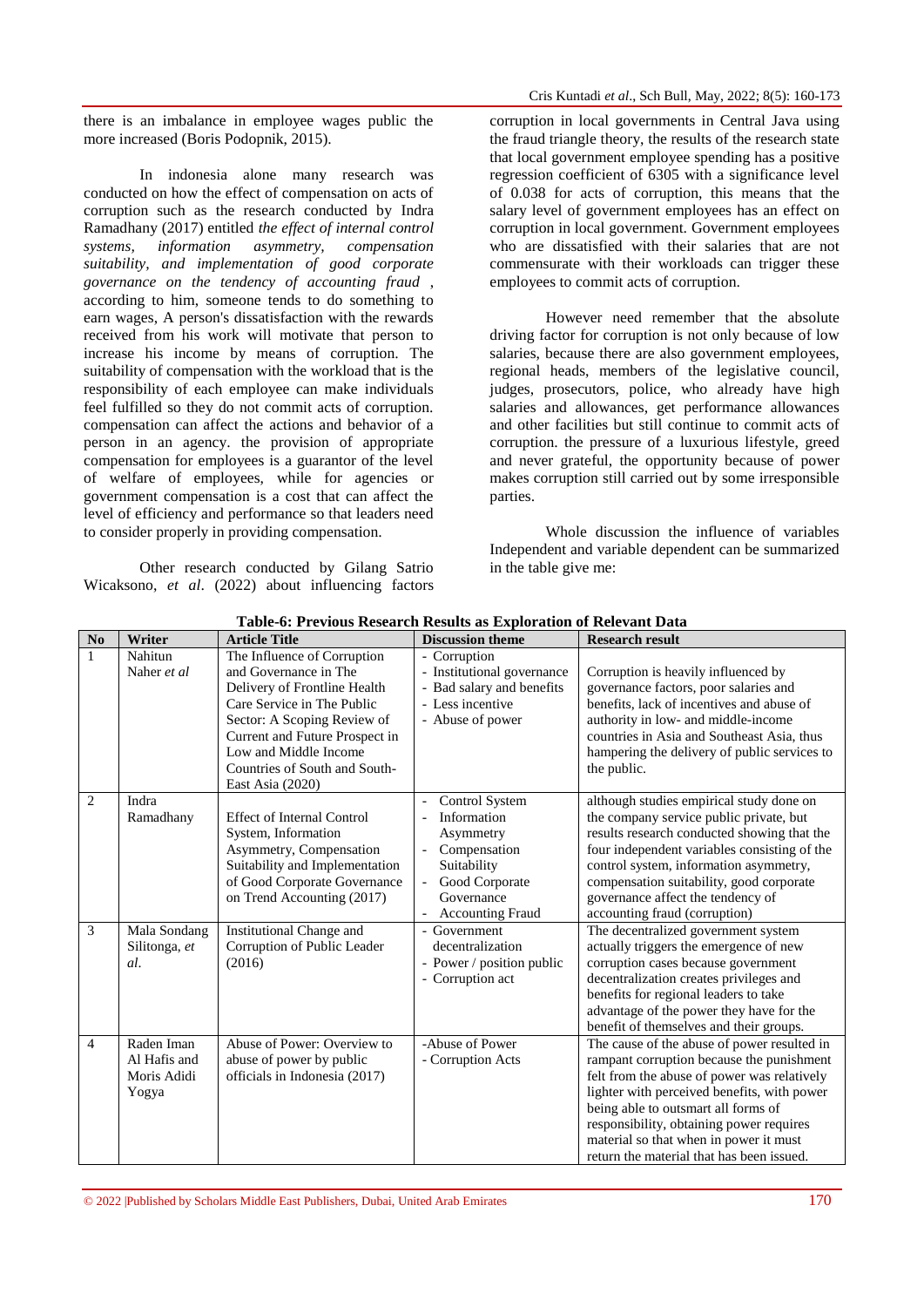there is an imbalance in employee wages public the more increased (Boris Podopnik, 2015).

In indonesia alone many research was conducted on how the effect of compensation on acts of corruption such as the research conducted by Indra Ramadhany (2017) entitled *the effect of internal control systems, information asymmetry, compensation suitability, and implementation of good corporate governance on the tendency of accounting fraud* , according to him, someone tends to do something to earn wages, A person's dissatisfaction with the rewards received from his work will motivate that person to increase his income by means of corruption. The suitability of compensation with the workload that is the responsibility of each employee can make individuals feel fulfilled so they do not commit acts of corruption. compensation can affect the actions and behavior of a person in an agency. the provision of appropriate compensation for employees is a guarantor of the level of welfare of employees, while for agencies or government compensation is a cost that can affect the level of efficiency and performance so that leaders need to consider properly in providing compensation.

Other research conducted by Gilang Satrio Wicaksono, *et al*. (2022) about influencing factors corruption in local governments in Central Java using the fraud triangle theory, the results of the research state that local government employee spending has a positive regression coefficient of 6305 with a significance level of 0.038 for acts of corruption, this means that the salary level of government employees has an effect on corruption in local government. Government employees who are dissatisfied with their salaries that are not commensurate with their workloads can trigger these employees to commit acts of corruption.

However need remember that the absolute driving factor for corruption is not only because of low salaries, because there are also government employees, regional heads, members of the legislative council, judges, prosecutors, police, who already have high salaries and allowances, get performance allowances and other facilities but still continue to commit acts of corruption. the pressure of a luxurious lifestyle, greed and never grateful, the opportunity because of power makes corruption still carried out by some irresponsible parties.

Whole discussion the influence of variables Independent and variable dependent can be summarized in the table give me:

**Table-6: Previous Research Results as Exploration of Relevant Data**

| No | Writer | Article Title | Discussion theme | Research result |
|---|---|---|---|---|
| 1 | Nahitun Naher *et al* | The Influence of Corruption and Governance in The Delivery of Frontline Health Care Service in The Public Sector: A Scoping Review of Current and Future Prospect in Low and Middle Income Countries of South and South-East Asia (2020) | - Corruption<br>- Institutional governance<br>- Bad salary and benefits<br>- Less incentive<br>- Abuse of power | Corruption is heavily influenced by governance factors, poor salaries and benefits, lack of incentives and abuse of authority in low- and middle-income countries in Asia and Southeast Asia, thus hampering the delivery of public services to the public. |
| 2 | Indra Ramadhany | Effect of Internal Control System, Information Asymmetry, Compensation Suitability and Implementation of Good Corporate Governance on Trend Accounting (2017) | - Control System<br>- Information Asymmetry<br>- Compensation Suitability<br>- Good Corporate Governance<br>- Accounting Fraud | although studies empirical study done on the company service public private, but results research conducted showing that the four independent variables consisting of the control system, information asymmetry, compensation suitability, good corporate governance affect the tendency of accounting fraud (corruption) |
| 3 | Mala Sondang Silitonga, *et al*. | Institutional Change and Corruption of Public Leader (2016) | - Government decentralization<br>- Power / position public<br>- Corruption act | The decentralized government system actually triggers the emergence of new corruption cases because government decentralization creates privileges and benefits for regional leaders to take advantage of the power they have for the benefit of themselves and their groups. |
| 4 | Raden Iman Al Hafis and Moris Adidi Yogya | Abuse of Power: Overview to abuse of power by public officials in Indonesia (2017) | -Abuse of Power<br>- Corruption Acts | The cause of the abuse of power resulted in rampant corruption because the punishment felt from the abuse of power was relatively lighter with perceived benefits, with power being able to outsmart all forms of responsibility, obtaining power requires material so that when in power it must return the material that has been issued. |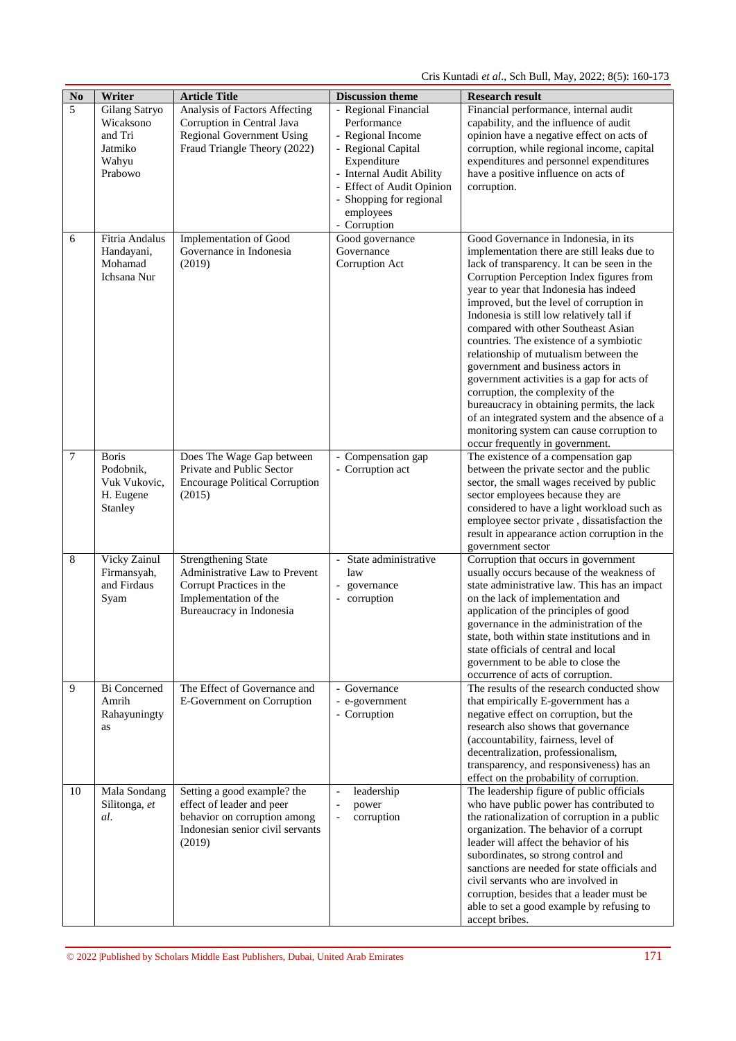| No | Writer | Article Title | Discussion theme | Research result |
|---|---|---|---|---|
| 5 | Gilang Satryo Wicaksono and Tri Jatmiko Wahyu Prabowo | Analysis of Factors Affecting Corruption in Central Java Regional Government Using Fraud Triangle Theory (2022) | - Regional Financial Performance<br>- Regional Income<br>- Regional Capital Expenditure<br>- Internal Audit Ability<br>- Effect of Audit Opinion<br>- Shopping for regional employees<br>- Corruption | Financial performance, internal audit capability, and the influence of audit opinion have a negative effect on acts of corruption, while regional income, capital expenditures and personnel expenditures have a positive influence on acts of corruption. |
| 6 | Fitria Andalus Handayani, Mohamad Ichsana Nur | Implementation of Good Governance in Indonesia (2019) | Good governance Governance Corruption Act | Good Governance in Indonesia, in its implementation there are still leaks due to lack of transparency. It can be seen in the Corruption Perception Index figures from year to year that Indonesia has indeed improved, but the level of corruption in Indonesia is still low relatively tall if compared with other Southeast Asian countries. The existence of a symbiotic relationship of mutualism between the government and business actors in government activities is a gap for acts of corruption, the complexity of the bureaucracy in obtaining permits, the lack of an integrated system and the absence of a monitoring system can cause corruption to occur frequently in government. |
| 7 | Boris Podobnik, Vuk Vukovic, H. Eugene Stanley | Does The Wage Gap between Private and Public Sector Encourage Political Corruption (2015) | - Compensation gap<br>- Corruption act | The existence of a compensation gap between the private sector and the public sector, the small wages received by public sector employees because they are considered to have a light workload such as employee sector private , dissatisfaction the result in appearance action corruption in the government sector |
| 8 | Vicky Zainul Firmansyah, and Firdaus Syam | Strengthening State Administrative Law to Prevent Corrupt Practices in the Implementation of the Bureaucracy in Indonesia | - State administrative law<br>- governance<br>- corruption | Corruption that occurs in government usually occurs because of the weakness of state administrative law. This has an impact on the lack of implementation and application of the principles of good governance in the administration of the state, both within state institutions and in state officials of central and local government to be able to close the occurrence of acts of corruption. |
| 9 | Bi Concerned Amrih Rahayuningtyas | The Effect of Governance and E-Government on Corruption | - Governance<br>- e-government<br>- Corruption | The results of the research conducted show that empirically E-government has a negative effect on corruption, but the research also shows that governance (accountability, fairness, level of decentralization, professionalism, transparency, and responsiveness) has an effect on the probability of corruption. |
| 10 | Mala Sondang Silitonga, *et al.* | Setting a good example? the effect of leader and peer behavior on corruption among Indonesian senior civil servants (2019) | - leadership<br>- power<br>- corruption | The leadership figure of public officials who have public power has contributed to the rationalization of corruption in a public organization. The behavior of a corrupt leader will affect the behavior of his subordinates, so strong control and sanctions are needed for state officials and civil servants who are involved in corruption, besides that a leader must be able to set a good example by refusing to accept bribes. |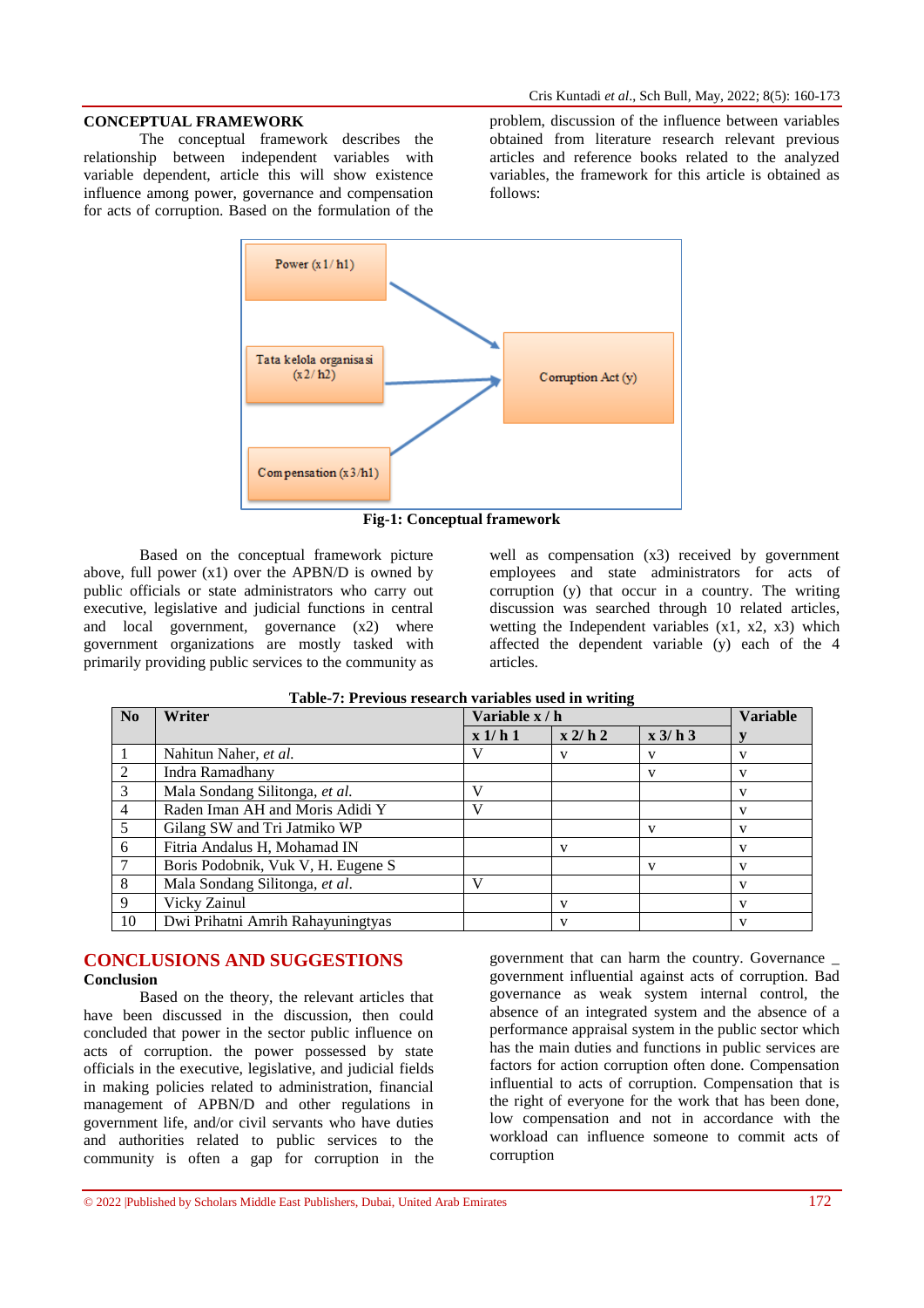## CONCEPTUAL FRAMEWORK

The conceptual framework describes the relationship between independent variables with variable dependent, article this will show existence influence among power, governance and compensation for acts of corruption. Based on the formulation of the problem, discussion of the influence between variables obtained from literature research relevant previous articles and reference books related to the analyzed variables, the framework for this article is obtained as follows:

Power (x1/h1)

Tata kelola organisasi (x2/h2)

Compensation (x3/h1)

Corruption Act (y)

**Fig-1: Conceptual framework**

Based on the conceptual framework picture above, full power (x1) over the APBN/D is owned by public officials or state administrators who carry out executive, legislative and judicial functions in central and local government, governance (x2) where government organizations are mostly tasked with primarily providing public services to the community as well as compensation (x3) received by government employees and state administrators for acts of corruption (y) that occur in a country. The writing discussion was searched through 10 related articles, wetting the Independent variables (x1, x2, x3) which affected the dependent variable (y) each of the 4 articles.

**Table-7: Previous research variables used in writing**

| No | Writer | Variable x / h | | | Variable |
|---|---|---|---|---|---|
| | | x 1/ h 1 | x 2/ h 2 | x 3/ h 3 | y |
| 1 | Nahitun Naher, *et al.* | V | v | v | v |
| 2 | Indra Ramadhany | | | v | v |
| 3 | Mala Sondang Silitonga, *et al.* | V | | | v |
| 4 | Raden Iman AH and Moris Adidi Y | V | | | v |
| 5 | Gilang SW and Tri Jatmiko WP | | | v | v |
| 6 | Fitria Andalus H, Mohamad IN | | v | | v |
| 7 | Boris Podobnik, Vuk V, H. Eugene S | | | v | v |
| 8 | Mala Sondang Silitonga, *et al.* | V | | | v |
| 9 | Vicky Zainul | | v | | v |
| 10 | Dwi Prihatni Amrih Rahayuningtyas | | v | | v |

## CONCLUSIONS AND SUGGESTIONS

### Conclusion

Based on the theory, the relevant articles that have been discussed in the discussion, then could concluded that power in the sector public influence on acts of corruption. the power possessed by state officials in the executive, legislative, and judicial fields in making policies related to administration, financial management of APBN/D and other regulations in government life, and/or civil servants who have duties and authorities related to public services to the community is often a gap for corruption in the government that can harm the country. Governance _ government influential against acts of corruption. Bad governance as weak system internal control, the absence of an integrated system and the absence of a performance appraisal system in the public sector which has the main duties and functions in public services are factors for action corruption often done. Compensation influential to acts of corruption. Compensation that is the right of everyone for the work that has been done, low compensation and not in accordance with the workload can influence someone to commit acts of corruption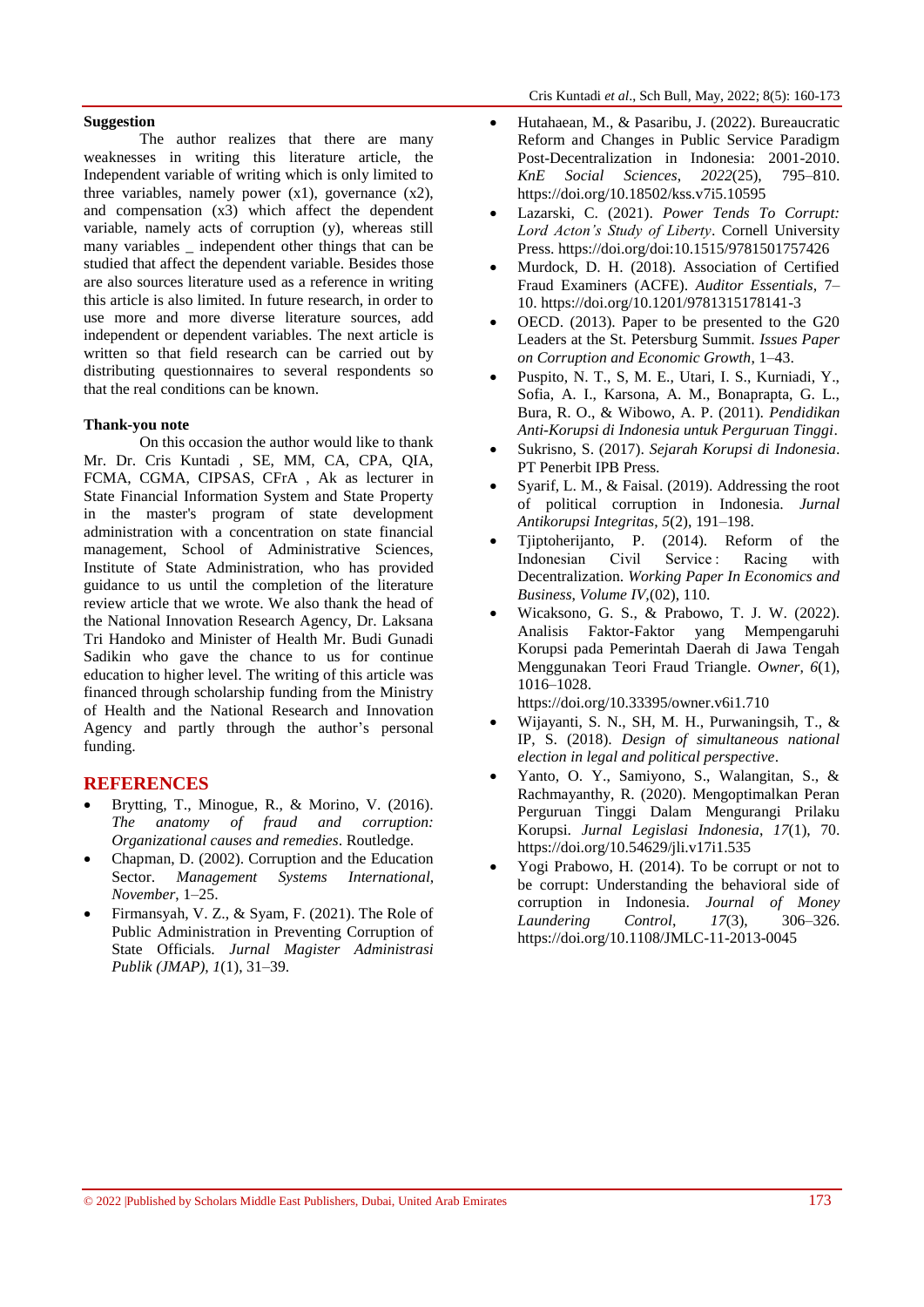**Suggestion**

The author realizes that there are many weaknesses in writing this literature article, the Independent variable of writing which is only limited to three variables, namely power (x1), governance (x2), and compensation (x3) which affect the dependent variable, namely acts of corruption (y), whereas still many variables _ independent other things that can be studied that affect the dependent variable. Besides those are also sources literature used as a reference in writing this article is also limited. In future research, in order to use more and more diverse literature sources, add independent or dependent variables. The next article is written so that field research can be carried out by distributing questionnaires to several respondents so that the real conditions can be known.

**Thank-you note**

On this occasion the author would like to thank Mr. Dr. Cris Kuntadi , SE, MM, CA, CPA, QIA, FCMA, CGMA, CIPSAS, CFrA , Ak as lecturer in State Financial Information System and State Property in the master's program of state development administration with a concentration on state financial management, School of Administrative Sciences, Institute of State Administration, who has provided guidance to us until the completion of the literature review article that we wrote. We also thank the head of the National Innovation Research Agency, Dr. Laksana Tri Handoko and Minister of Health Mr. Budi Gunadi Sadikin who gave the chance to us for continue education to higher level. The writing of this article was financed through scholarship funding from the Ministry of Health and the National Research and Innovation Agency and partly through the author's personal funding.

## REFERENCES

- Brytting, T., Minogue, R., & Morino, V. (2016). *The anatomy of fraud and corruption: Organizational causes and remedies*. Routledge.
- Chapman, D. (2002). Corruption and the Education Sector. *Management Systems International, November*, 1–25.
- Firmansyah, V. Z., & Syam, F. (2021). The Role of Public Administration in Preventing Corruption of State Officials. *Jurnal Magister Administrasi Publik (JMAP)*, *1*(1), 31–39.
- Hutahaean, M., & Pasaribu, J. (2022). Bureaucratic Reform and Changes in Public Service Paradigm Post-Decentralization in Indonesia: 2001-2010. *KnE Social Sciences*, *2022*(25), 795–810. https://doi.org/10.18502/kss.v7i5.10595
- Lazarski, C. (2021). *Power Tends To Corrupt: Lord Acton's Study of Liberty*. Cornell University Press. https://doi.org/doi:10.1515/9781501757426
- Murdock, D. H. (2018). Association of Certified Fraud Examiners (ACFE). *Auditor Essentials*, 7–10. https://doi.org/10.1201/9781315178141-3
- OECD. (2013). Paper to be presented to the G20 Leaders at the St. Petersburg Summit. *Issues Paper on Corruption and Economic Growth*, 1–43.
- Puspito, N. T., S, M. E., Utari, I. S., Kurniadi, Y., Sofia, A. I., Karsona, A. M., Bonaprapta, G. L., Bura, R. O., & Wibowo, A. P. (2011). *Pendidikan Anti-Korupsi di Indonesia untuk Perguruan Tinggi*.
- Sukrisno, S. (2017). *Sejarah Korupsi di Indonesia*. PT Penerbit IPB Press.
- Syarif, L. M., & Faisal. (2019). Addressing the root of political corruption in Indonesia. *Jurnal Antikorupsi Integritas*, *5*(2), 191–198.
- Tjiptoherijanto, P. (2014). Reform of the Indonesian Civil Service : Racing with Decentralization. *Working Paper In Economics and Business, Volume IV*,(02), 110.
- Wicaksono, G. S., & Prabowo, T. J. W. (2022). Analisis Faktor-Faktor yang Mempengaruhi Korupsi pada Pemerintah Daerah di Jawa Tengah Menggunakan Teori Fraud Triangle. *Owner*, *6*(1), 1016–1028. https://doi.org/10.33395/owner.v6i1.710
- Wijayanti, S. N., SH, M. H., Purwaningsih, T., & IP, S. (2018). *Design of simultaneous national election in legal and political perspective*.
- Yanto, O. Y., Samiyono, S., Walangitan, S., & Rachmayanthy, R. (2020). Mengoptimalkan Peran Perguruan Tinggi Dalam Mengurangi Prilaku Korupsi. *Jurnal Legislasi Indonesia*, *17*(1), 70. https://doi.org/10.54629/jli.v17i1.535
- Yogi Prabowo, H. (2014). To be corrupt or not to be corrupt: Understanding the behavioral side of corruption in Indonesia. *Journal of Money Laundering Control*, *17*(3), 306–326. https://doi.org/10.1108/JMLC-11-2013-0045